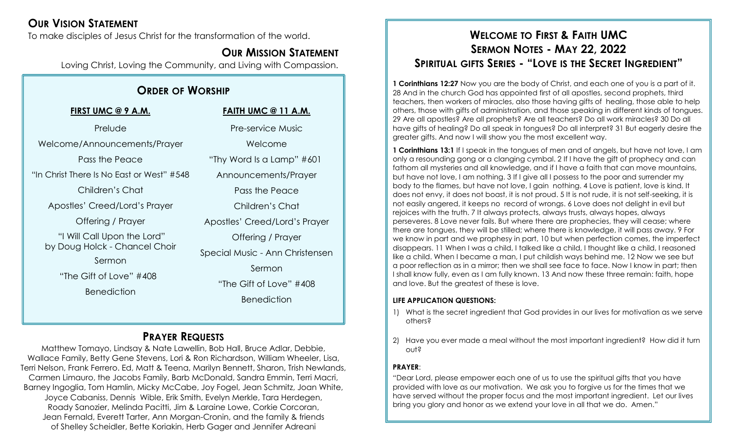## Our Vision Statement

To make disciples of Jesus Christ for the transformation of the world.

## Our Mission Statement

Loving Christ, Loving the Community, and Living with Compassion.

## Order of Worship

**FIRST UMC @ 9 A.M.**

Prelude

Welcome/Announcements/Prayer

Pass the Peace

"In Christ There Is No East or West" #548

Children's Chat

Apostles' Creed/Lord's Prayer

Offering / Prayer

"I Will Call Upon the Lord" by Doug Holck - Chancel Choir

Sermon

"The Gift of Love" #408

Benediction

**FAITH UMC @ 11 A.M.**

Pre-service Music

Welcome

"Thy Word Is a Lamp" #601

Announcements/Prayer

Pass the Peace

Children's Chat

Apostles' Creed/Lord's Prayer

Offering / Prayer

Special Music - Ann Christensen

Sermon

"The Gift of Love" #408

Benediction

## Prayer Requests

Matthew Tomayo, Lindsay & Nate Lawellin, Bob Hall, Bruce Adlar, Debbie, Wallace Family, Betty Gene Stevens, Lori & Ron Richardson, William Wheeler, Lisa, Terri Nelson, Frank Ferrero. Ed, Matt & Teena, Marilyn Bennett, Sharon, Trish Newlands, Carmen Limauro, the Jacobs Family, Barb McDonald, Sandra Emmin, Terri Macri, Barney Ingoglia, Tom Hamlin, Micky McCabe, Joy Fogel, Jean Schmitz, Joan White, Joyce Cabaniss, Dennis Wible, Erik Smith, Evelyn Merkle, Tara Herdegen, Roady Sanozier, Melinda Pacitti, Jim & Laraine Lowe, Corkie Corcoran, Jean Fernald, Everett Tarter, Ann Morgan-Cronin, and the family & friends of Shelley Scheidler, Bette Koriakin, Herb Gager and Jennifer Adreani

# Welcome to First & Faith UMC
## Sermon Notes - May 22, 2022
## Spiritual gifts Series - "Love is the Secret Ingredient"

**1 Corinthians 12:27** Now you are the body of Christ, and each one of you is a part of it. 28 And in the church God has appointed first of all apostles, second prophets, third teachers, then workers of miracles, also those having gifts of healing, those able to help others, those with gifts of administration, and those speaking in different kinds of tongues. 29 Are all apostles? Are all prophets? Are all teachers? Do all work miracles? 30 Do all have gifts of healing? Do all speak in tongues? Do all interpret? 31 But eagerly desire the greater gifts. And now I will show you the most excellent way.

**1 Corinthians 13:1** If I speak in the tongues of men and of angels, but have not love, I am only a resounding gong or a clanging cymbal. 2 If I have the gift of prophecy and can fathom all mysteries and all knowledge, and if I have a faith that can move mountains, but have not love, I am nothing. 3 If I give all I possess to the poor and surrender my body to the flames, but have not love, I gain nothing. 4 Love is patient, love is kind. It does not envy, it does not boast, it is not proud. 5 It is not rude, it is not self-seeking, it is not easily angered, it keeps no record of wrongs. 6 Love does not delight in evil but rejoices with the truth. 7 It always protects, always trusts, always hopes, always perseveres. 8 Love never fails. But where there are prophecies, they will cease; where there are tongues, they will be stilled; where there is knowledge, it will pass away. 9 For we know in part and we prophesy in part, 10 but when perfection comes, the imperfect disappears. 11 When I was a child, I talked like a child, I thought like a child, I reasoned like a child. When I became a man, I put childish ways behind me. 12 Now we see but a poor reflection as in a mirror; then we shall see face to face. Now I know in part; then I shall know fully, even as I am fully known. 13 And now these three remain: faith, hope and love. But the greatest of these is love.

**LIFE APPLICATION QUESTIONS:**

1) What is the secret ingredient that God provides in our lives for motivation as we serve others?
2) Have you ever made a meal without the most important ingredient? How did it turn out?

**PRAYER**:

"Dear Lord, please empower each one of us to use the spiritual gifts that you have provided with love as our motivation. We ask you to forgive us for the times that we have served without the proper focus and the most important ingredient. Let our lives bring you glory and honor as we extend your love in all that we do. Amen."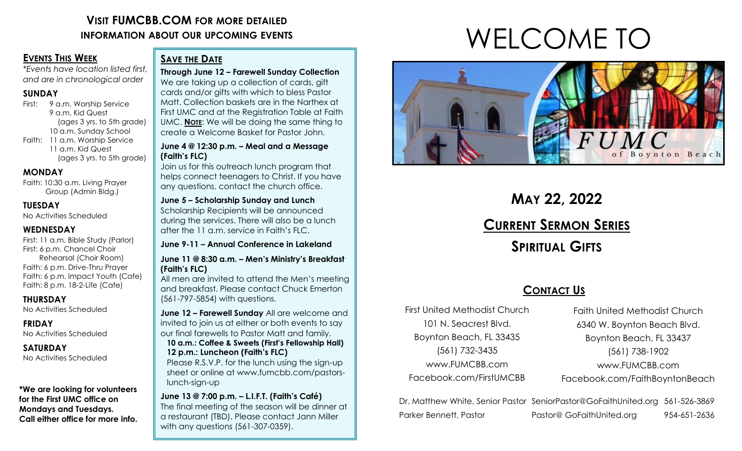## VISIT FUMCBB.COM FOR MORE DETAILED INFORMATION ABOUT OUR UPCOMING EVENTS

### EVENTS THIS WEEK

*\*Events have location listed first, and are in chronological order*

**SUNDAY**

First: 9 a.m. Worship Service
9 a.m. Kid Quest (ages 3 yrs. to 5th grade)
10 a.m. Sunday School

Faith: 11 a.m. Worship Service
11 a.m. Kid Quest (ages 3 yrs. to 5th grade)

**MONDAY**

Faith: 10:30 a.m. Living Prayer Group (Admin Bldg.)

**TUESDAY**

No Activities Scheduled

**WEDNESDAY**

First: 11 a.m. Bible Study (Parlor)
First: 6 p.m. Chancel Choir Rehearsal (Choir Room)
Faith: 6 p.m. Drive-Thru Prayer
Faith: 6 p.m. Impact Youth (Cafe)
Faith: 8 p.m. 18-2-Life (Cafe)

**THURSDAY**

No Activities Scheduled

**FRIDAY**

No Activities Scheduled

**SATURDAY**

No Activities Scheduled

**\*We are looking for volunteers for the First UMC office on Mondays and Tuesdays. Call either office for more info.**

### SAVE THE DATE

**Through June 12 – Farewell Sunday Collection**
We are taking up a collection of cards, gift cards and/or gifts with which to bless Pastor Matt. Collection baskets are in the Narthex at First UMC and at the Registration Table at Faith UMC. **NOTE**: We will be doing the same thing to create a Welcome Basket for Pastor John.

**June 4 @ 12:30 p.m. – Meal and a Message (Faith's FLC)**
Join us for this outreach lunch program that helps connect teenagers to Christ. If you have any questions, contact the church office.

**June 5 – Scholarship Sunday and Lunch**
Scholarship Recipients will be announced during the services. There will also be a lunch after the 11 a.m. service in Faith's FLC.

**June 9-11 – Annual Conference in Lakeland**

**June 11 @ 8:30 a.m. – Men's Ministry's Breakfast (Faith's FLC)**
All men are invited to attend the Men's meeting and breakfast. Please contact Chuck Emerton (561-797-5854) with questions.

**June 12 – Farewell Sunday** All are welcome and invited to join us at either or both events to say our final farewells to Pastor Matt and family.
**10 a.m.: Coffee & Sweets (First's Fellowship Hall)**
**12 p.m.: Luncheon (Faith's FLC)**
Please R.S.V.P. for the lunch using the sign-up sheet or online at www.fumcbb.com/pastors-lunch-sign-up

**June 13 @ 7:00 p.m. – L.I.F.T. (Faith's Café)**
The final meeting of the season will be dinner at a restaurant (TBD). Please contact Jann Miller with any questions (561-307-0359).

# WELCOME TO

FUMC of Boynton Beach

## MAY 22, 2022

## CURRENT SERMON SERIES

## SPIRITUAL GIFTS

## CONTACT US

First United Methodist Church
101 N. Seacrest Blvd.
Boynton Beach, FL 33435
(561) 732-3435
www.FUMCBB.com
Facebook.com/FirstUMCBB

Faith United Methodist Church
6340 W. Boynton Beach Blvd.
Boynton Beach, FL 33437
(561) 738-1902
www.FUMCBB.com
Facebook.com/FaithBoyntonBeach

| | | |
|---|---|---|
| Dr. Matthew White, Senior Pastor | SeniorPastor@GoFaithUnited.org | 561-526-3869 |
| Parker Bennett, Pastor | Pastor@ GoFaithUnited.org | 954-651-2636 |